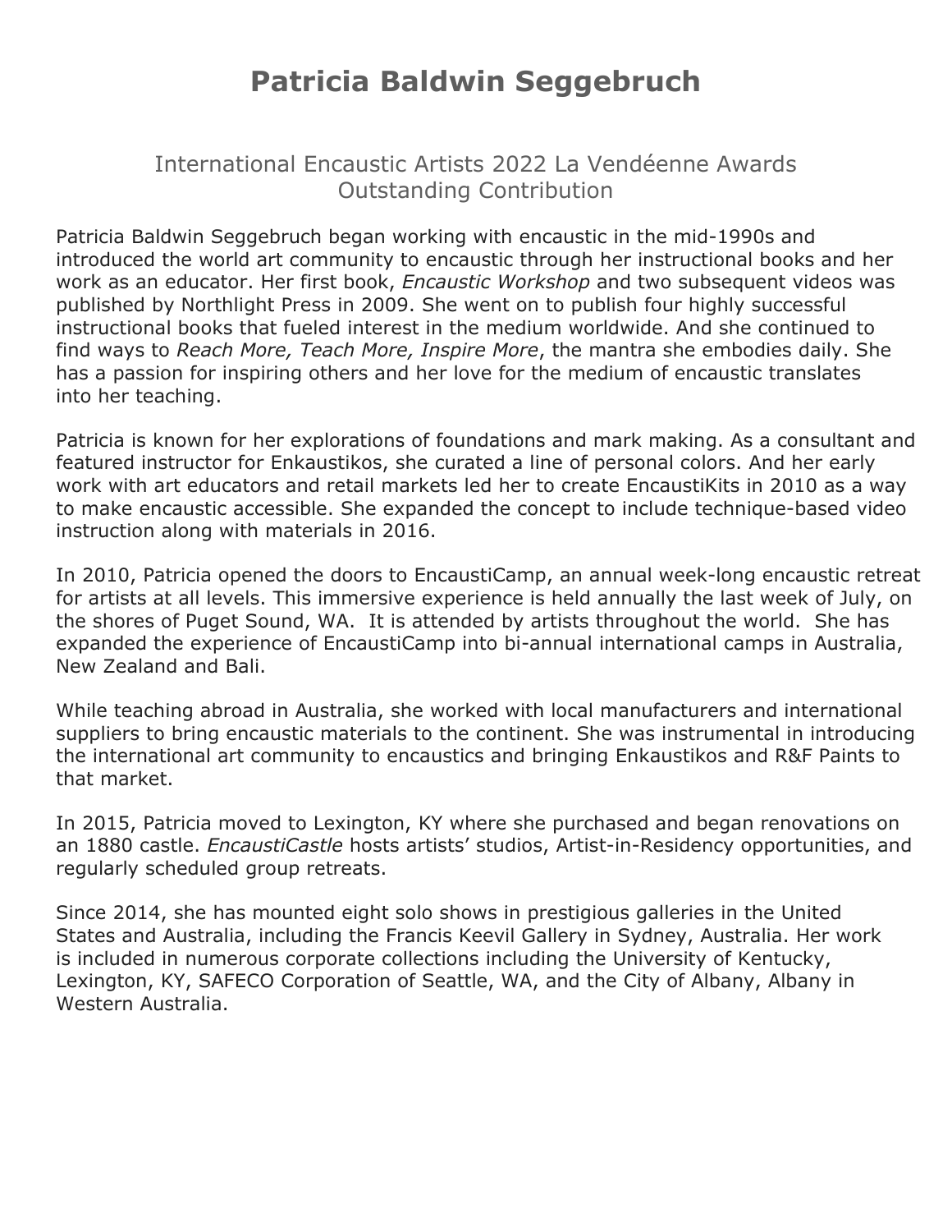# Patricia Baldwin Seggebruch

## International Encaustic Artists 2022 La Vendéenne Awards Outstanding Contribution

Patricia Baldwin Seggebruch began working with encaustic in the mid-1990s and introduced the world art community to encaustic through her instructional books and her work as an educator. Her first book, *Encaustic Workshop* and two subsequent videos was published by Northlight Press in 2009. She went on to publish four highly successful instructional books that fueled interest in the medium worldwide. And she continued to find ways to *Reach More, Teach More, Inspire More*, the mantra she embodies daily. She has a passion for inspiring others and her love for the medium of encaustic translates into her teaching.

Patricia is known for her explorations of foundations and mark making. As a consultant and featured instructor for Enkaustikos, she curated a line of personal colors. And her early work with art educators and retail markets led her to create EncaustiKits in 2010 as a way to make encaustic accessible. She expanded the concept to include technique-based video instruction along with materials in 2016.

In 2010, Patricia opened the doors to EncaustiCamp, an annual week-long encaustic retreat for artists at all levels. This immersive experience is held annually the last week of July, on the shores of Puget Sound, WA. It is attended by artists throughout the world. She has expanded the experience of EncaustiCamp into bi-annual international camps in Australia, New Zealand and Bali.

While teaching abroad in Australia, she worked with local manufacturers and international suppliers to bring encaustic materials to the continent. She was instrumental in introducing the international art community to encaustics and bringing Enkaustikos and R&F Paints to that market.

In 2015, Patricia moved to Lexington, KY where she purchased and began renovations on an 1880 castle. *EncaustiCastle* hosts artists' studios, Artist-in-Residency opportunities, and regularly scheduled group retreats.

Since 2014, she has mounted eight solo shows in prestigious galleries in the United States and Australia, including the Francis Keevil Gallery in Sydney, Australia. Her work is included in numerous corporate collections including the University of Kentucky, Lexington, KY, SAFECO Corporation of Seattle, WA, and the City of Albany, Albany in Western Australia.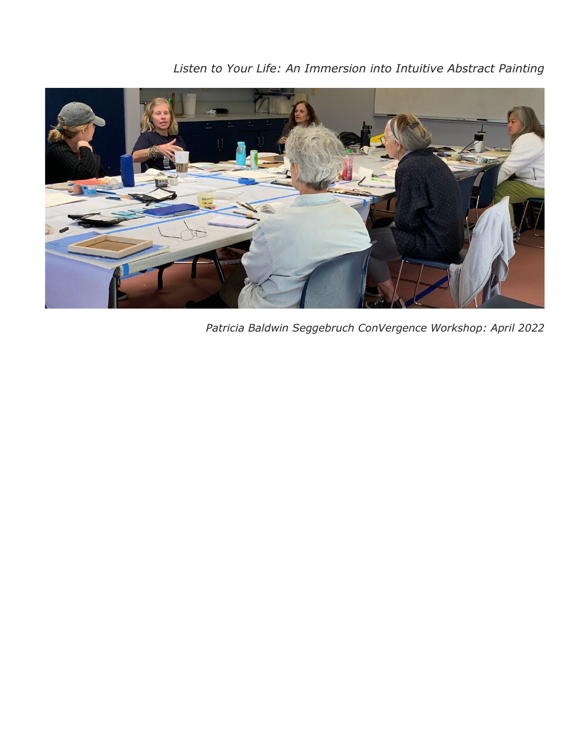*Listen to Your Life: An Immersion into Intuitive Abstract Painting*

*Patricia Baldwin Seggebruch ConVergence Workshop: April 2022*